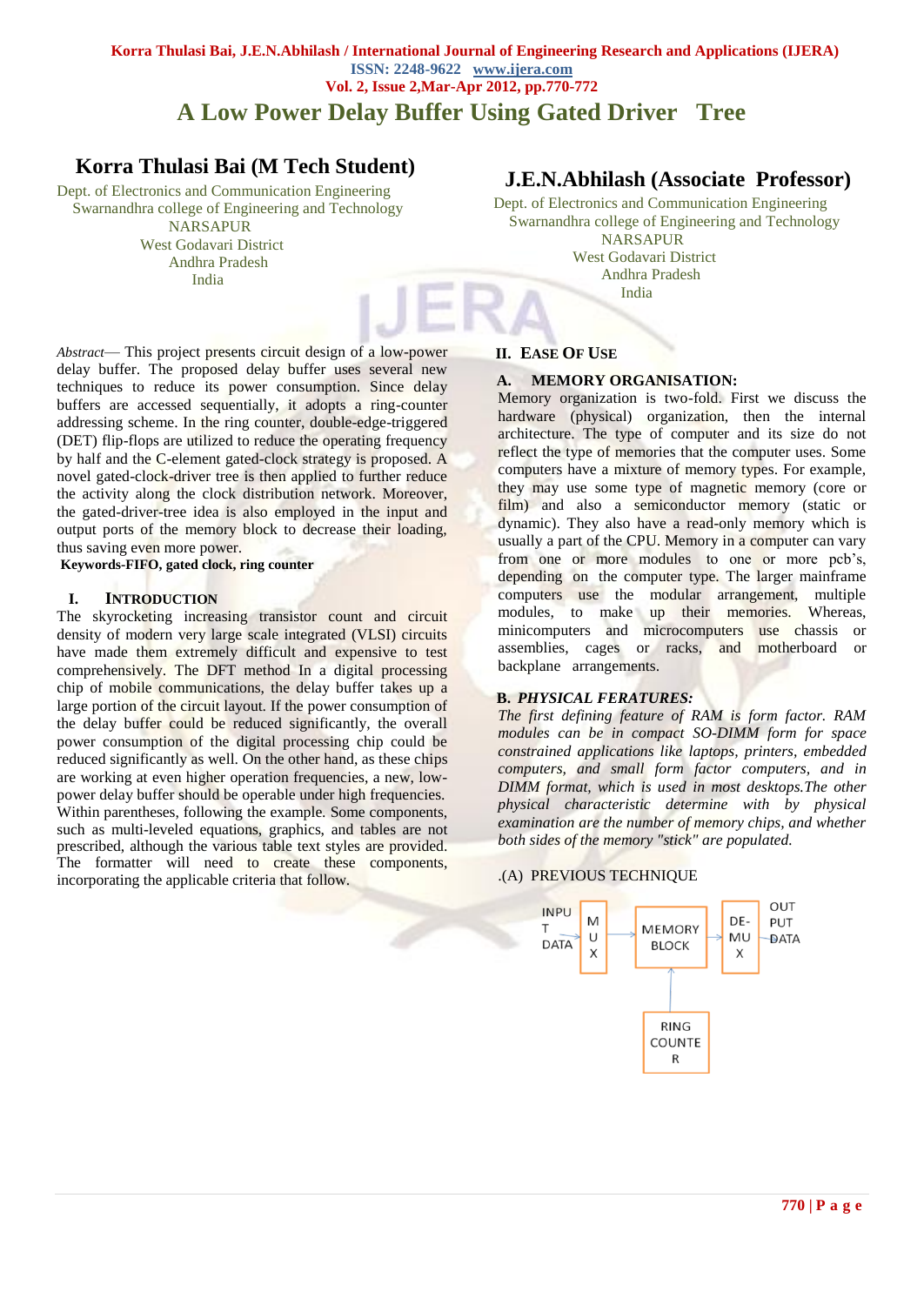# A Low Power Delay Buffer Using Gated Driver Tree

**Korra Thulasi Bai (M Tech Student)**

Dept. of Electronics and Communication Engineering
Swarnandhra college of Engineering and Technology
NARSAPUR
West Godavari District
Andhra Pradesh
India

**J.E.N.Abhilash (Associate Professor)**

Dept. of Electronics and Communication Engineering
Swarnandhra college of Engineering and Technology
NARSAPUR
West Godavari District
Andhra Pradesh
India

*Abstract*— This project presents circuit design of a low-power delay buffer. The proposed delay buffer uses several new techniques to reduce its power consumption. Since delay buffers are accessed sequentially, it adopts a ring-counter addressing scheme. In the ring counter, double-edge-triggered (DET) flip-flops are utilized to reduce the operating frequency by half and the C-element gated-clock strategy is proposed. A novel gated-clock-driver tree is then applied to further reduce the activity along the clock distribution network. Moreover, the gated-driver-tree idea is also employed in the input and output ports of the memory block to decrease their loading, thus saving even more power.

**Keywords-FIFO, gated clock, ring counter**

## I. INTRODUCTION

The skyrocketing increasing transistor count and circuit density of modern very large scale integrated (VLSI) circuits have made them extremely difficult and expensive to test comprehensively. The DFT method In a digital processing chip of mobile communications, the delay buffer takes up a large portion of the circuit layout. If the power consumption of the delay buffer could be reduced significantly, the overall power consumption of the digital processing chip could be reduced significantly as well. On the other hand, as these chips are working at even higher operation frequencies, a new, low-power delay buffer should be operable under high frequencies. Within parentheses, following the example. Some components, such as multi-leveled equations, graphics, and tables are not prescribed, although the various table text styles are provided. The formatter will need to create these components, incorporating the applicable criteria that follow.

## II. EASE OF USE

### A. MEMORY ORGANISATION:

Memory organization is two-fold. First we discuss the hardware (physical) organization, then the internal architecture. The type of computer and its size do not reflect the type of memories that the computer uses. Some computers have a mixture of memory types. For example, they may use some type of magnetic memory (core or film) and also a semiconductor memory (static or dynamic). They also have a read-only memory which is usually a part of the CPU. Memory in a computer can vary from one or more modules to one or more pcb's, depending on the computer type. The larger mainframe computers use the modular arrangement, multiple modules, to make up their memories. Whereas, minicomputers and microcomputers use chassis or assemblies, cages or racks, and motherboard or backplane arrangements.

### B. *PHYSICAL FERATURES:*

*The first defining feature of RAM is form factor. RAM modules can be in compact SO-DIMM form for space constrained applications like laptops, printers, embedded computers, and small form factor computers, and in DIMM format, which is used in most desktops.The other physical characteristic determine with by physical examination are the number of memory chips, and whether both sides of the memory "stick" are populated.*

.(A) PREVIOUS TECHNIQUE

INPUT DATA → MUX → MEMORY BLOCK → DE-MUX → OUTPUT DATA; RING COUNTER → MEMORY BLOCK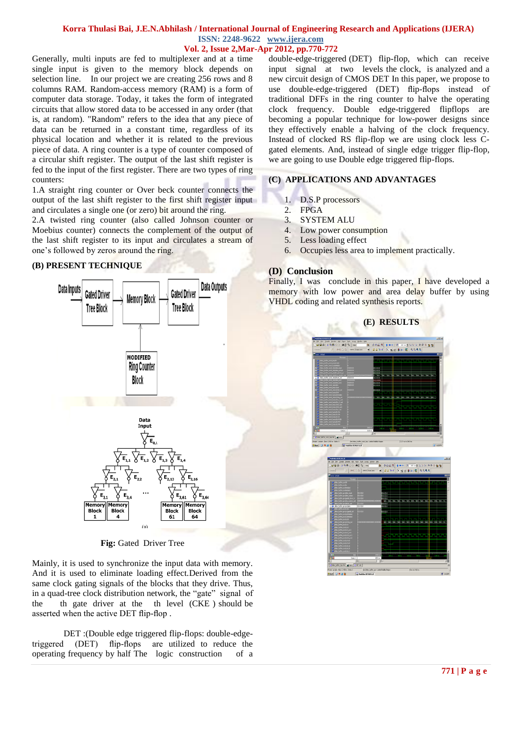Generally, multi inputs are fed to multiplexer and at a time single input is given to the memory block depends on selection line. In our project we are creating 256 rows and 8 columns RAM. Random-access memory (RAM) is a form of computer data storage. Today, it takes the form of integrated circuits that allow stored data to be accessed in any order (that is, at random). "Random" refers to the idea that any piece of data can be returned in a constant time, regardless of its physical location and whether it is related to the previous piece of data. A ring counter is a type of counter composed of a circular shift register. The output of the last shift register is fed to the input of the first register. There are two types of ring counters:

1.A straight ring counter or Over beck counter connects the output of the last shift register to the first shift register input and circulates a single one (or zero) bit around the ring.

2.A twisted ring counter (also called Johnson counter or Moebius counter) connects the complement of the output of the last shift register to its input and circulates a stream of one's followed by zeros around the ring.

### (B) PRESENT TECHNIQUE

**Fig:** Gated Driver Tree

Mainly, it is used to synchronize the input data with memory. And it is used to eliminate loading effect.Derived from the same clock gating signals of the blocks that they drive. Thus, in a quad-tree clock distribution network, the "gate" signal of the th gate driver at the th level (CKE ) should be asserted when the active DET flip-flop .

DET :(Double edge triggered flip-flops: double-edge-triggered (DET) flip-flops are utilized to reduce the operating frequency by half The logic construction of a double-edge-triggered (DET) flip-flop, which can receive input signal at two levels the clock, is analyzed and a new circuit design of CMOS DET In this paper, we propose to use double-edge-triggered (DET) flip-flops instead of traditional DFFs in the ring counter to halve the operating clock frequency. Double edge-triggered flipflops are becoming a popular technique for low-power designs since they effectively enable a halving of the clock frequency. Instead of clocked RS flip-flop we are using clock less C-gated elements. And, instead of single edge trigger flip-flop, we are going to use Double edge triggered flip-flops.

### (C) APPLICATIONS AND ADVANTAGES

1. D.S.P processors
2. FPGA
3. SYSTEM ALU
4. Low power consumption
5. Less loading effect
6. Occupies less area to implement practically.

### (D) Conclusion

Finally, I was conclude in this paper, I have developed a memory with low power and area delay buffer by using VHDL coding and related synthesis reports.

### (E) RESULTS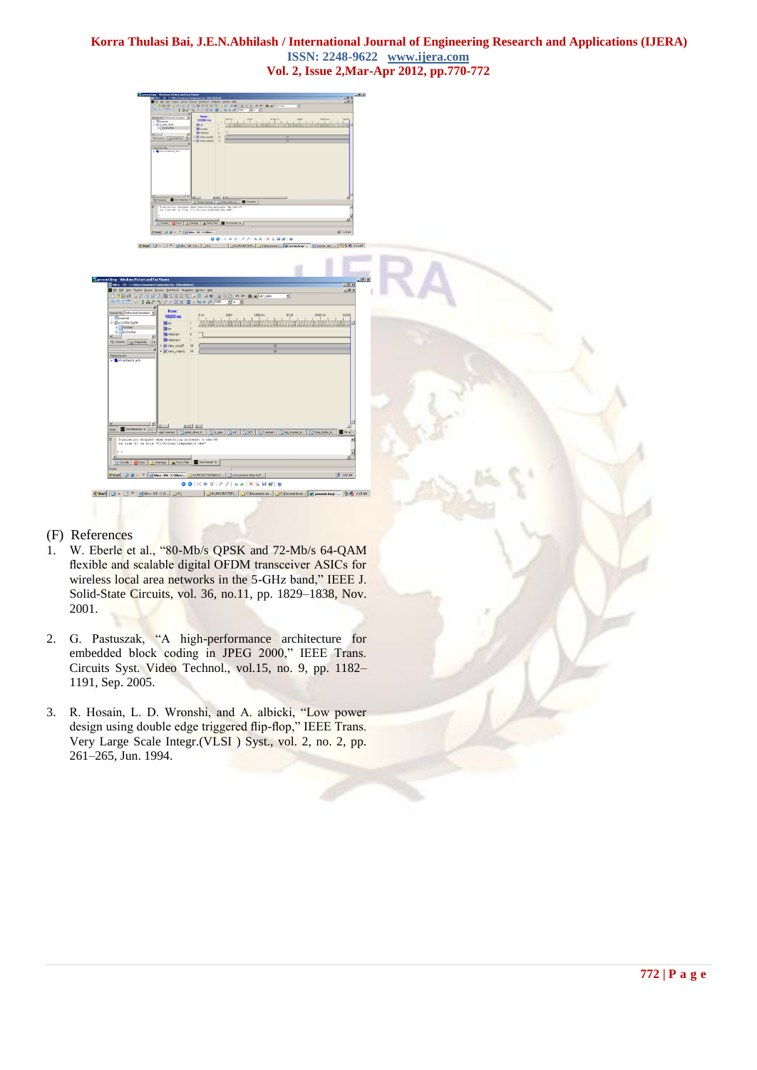## (F) References

1. W. Eberle et al., "80-Mb/s QPSK and 72-Mb/s 64-QAM flexible and scalable digital OFDM transceiver ASICs for wireless local area networks in the 5-GHz band," IEEE J. Solid-State Circuits, vol. 36, no.11, pp. 1829–1838, Nov. 2001.

2. G. Pastuszak, "A high-performance architecture for embedded block coding in JPEG 2000," IEEE Trans. Circuits Syst. Video Technol., vol.15, no. 9, pp. 1182–1191, Sep. 2005.

3. R. Hosain, L. D. Wronshi, and A. albicki, "Low power design using double edge triggered flip-flop," IEEE Trans. Very Large Scale Integr.(VLSI ) Syst., vol. 2, no. 2, pp. 261–265, Jun. 1994.